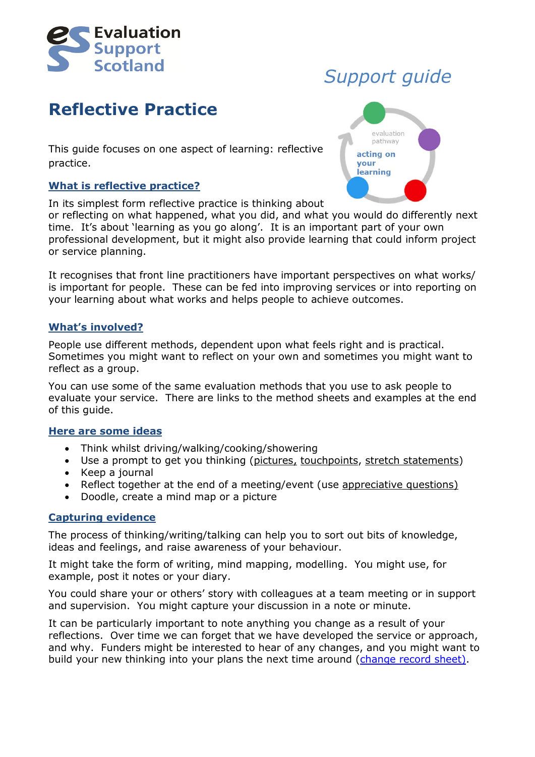Evaluation Support Scotland

*Support guide*

# Reflective Practice

evaluation pathway

**acting on your learning**

This guide focuses on one aspect of learning: reflective practice.

## What is reflective practice?

In its simplest form reflective practice is thinking about or reflecting on what happened, what you did, and what you would do differently next time. It's about 'learning as you go along'. It is an important part of your own professional development, but it might also provide learning that could inform project or service planning.

It recognises that front line practitioners have important perspectives on what works/ is important for people. These can be fed into improving services or into reporting on your learning about what works and helps people to achieve outcomes.

## What's involved?

People use different methods, dependent upon what feels right and is practical. Sometimes you might want to reflect on your own and sometimes you might want to reflect as a group.

You can use some of the same evaluation methods that you use to ask people to evaluate your service. There are links to the method sheets and examples at the end of this guide.

## Here are some ideas

- Think whilst driving/walking/cooking/showering
- Use a prompt to get you thinking (pictures, touchpoints, stretch statements)
- Keep a journal
- Reflect together at the end of a meeting/event (use appreciative questions)
- Doodle, create a mind map or a picture

## Capturing evidence

The process of thinking/writing/talking can help you to sort out bits of knowledge, ideas and feelings, and raise awareness of your behaviour.

It might take the form of writing, mind mapping, modelling. You might use, for example, post it notes or your diary.

You could share your or others' story with colleagues at a team meeting or in support and supervision. You might capture your discussion in a note or minute.

It can be particularly important to note anything you change as a result of your reflections. Over time we can forget that we have developed the service or approach, and why. Funders might be interested to hear of any changes, and you might want to build your new thinking into your plans the next time around (change record sheet).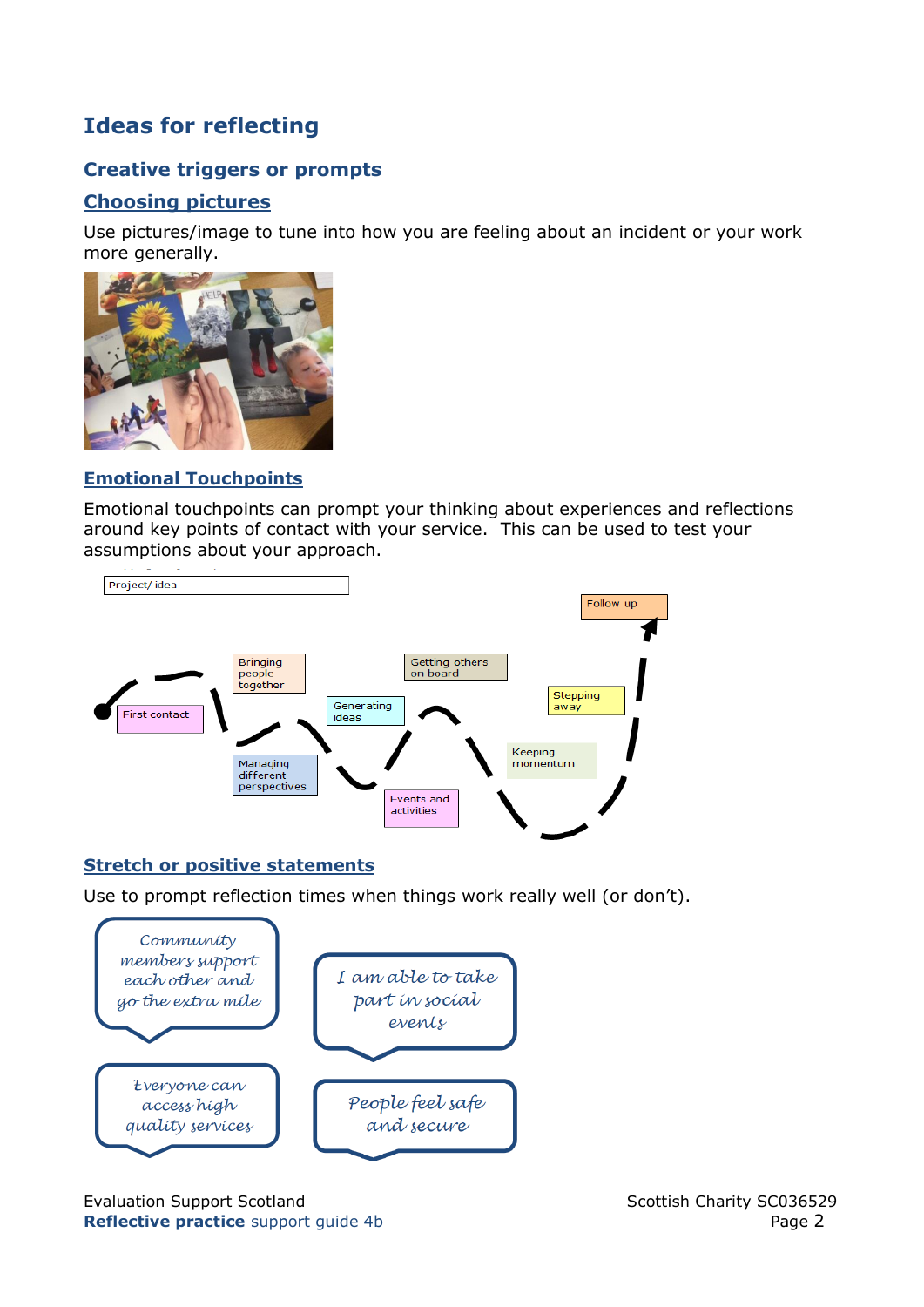## Ideas for reflecting

### Creative triggers or prompts

#### Choosing pictures

Use pictures/image to tune into how you are feeling about an incident or your work more generally.

#### Emotional Touchpoints

Emotional touchpoints can prompt your thinking about experiences and reflections around key points of contact with your service. This can be used to test your assumptions about your approach.

Project/ idea

First contact

Bringing people together

Managing different perspectives

Generating ideas

Events and activities

Getting others on board

Keeping momentum

Stepping away

Follow up

#### Stretch or positive statements

Use to prompt reflection times when things work really well (or don't).

Community members support each other and go the extra mile

I am able to take part in social events

Everyone can access high quality services

People feel safe and secure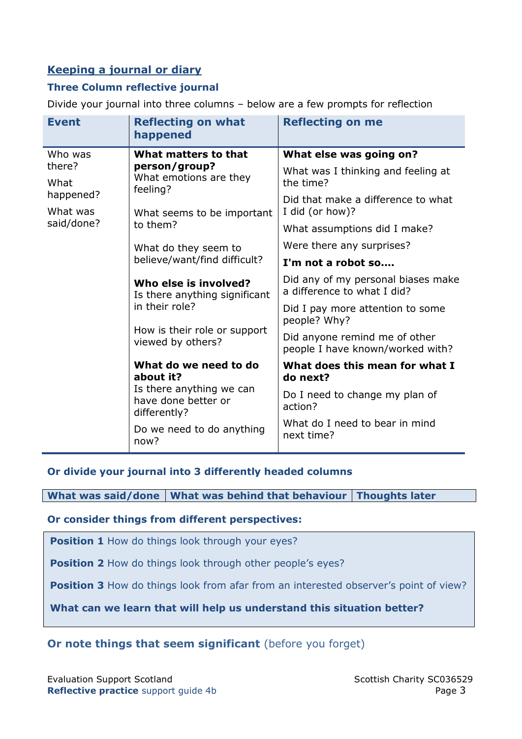## Keeping a journal or diary

### Three Column reflective journal

Divide your journal into three columns – below are a few prompts for reflection

| Event | Reflecting on what happened | Reflecting on me |
|---|---|---|
| Who was there?<br><br>What happened?<br><br>What was said/done? | **What matters to that person/group?**<br>What emotions are they feeling?<br><br>What seems to be important to them?<br><br>What do they seem to believe/want/find difficult?<br><br>**Who else is involved?**<br>Is there anything significant in their role?<br><br>How is their role or support viewed by others?<br><br>**What do we need to do about it?**<br>Is there anything we can have done better or differently?<br><br>Do we need to do anything now? | **What else was going on?**<br>What was I thinking and feeling at the time?<br><br>Did that make a difference to what I did (or how)?<br><br>What assumptions did I make?<br><br>Were there any surprises?<br><br>**I'm not a robot so….**<br>Did any of my personal biases make a difference to what I did?<br><br>Did I pay more attention to some people? Why?<br><br>Did anyone remind me of other people I have known/worked with?<br><br>**What does this mean for what I do next?**<br>Do I need to change my plan of action?<br><br>What do I need to bear in mind next time? |

**Or divide your journal into 3 differently headed columns**

| What was said/done | What was behind that behaviour | Thoughts later |
|---|---|---|

**Or consider things from different perspectives:**

**Position 1** How do things look through your eyes?

**Position 2** How do things look through other people's eyes?

**Position 3** How do things look from afar from an interested observer's point of view?

**What can we learn that will help us understand this situation better?**

**Or note things that seem significant** (before you forget)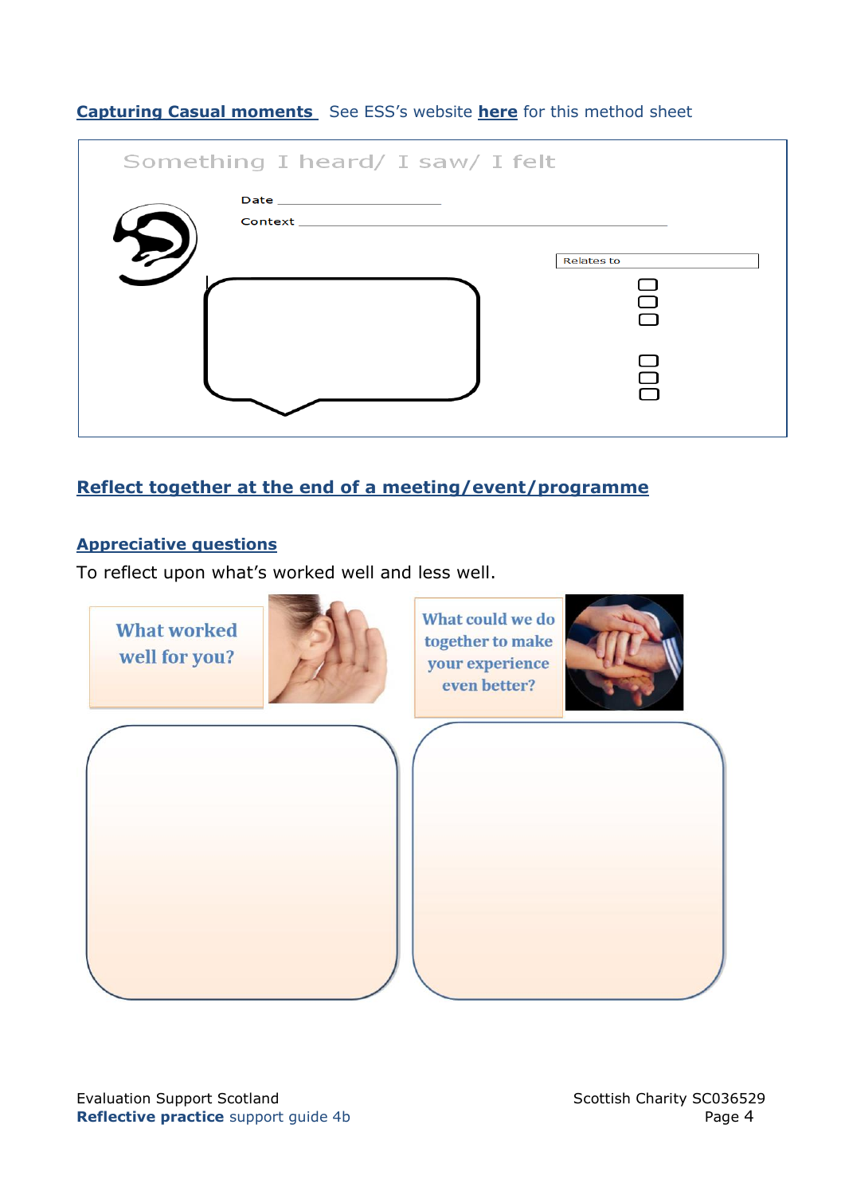**Capturing Casual moments** See ESS's website **here** for this method sheet

Something I heard/ I saw/ I felt

Date ____________________

Context ________________________________________

Relates to

## Reflect together at the end of a meeting/event/programme

### Appreciative questions

To reflect upon what's worked well and less well.

What worked well for you?

What could we do together to make your experience even better?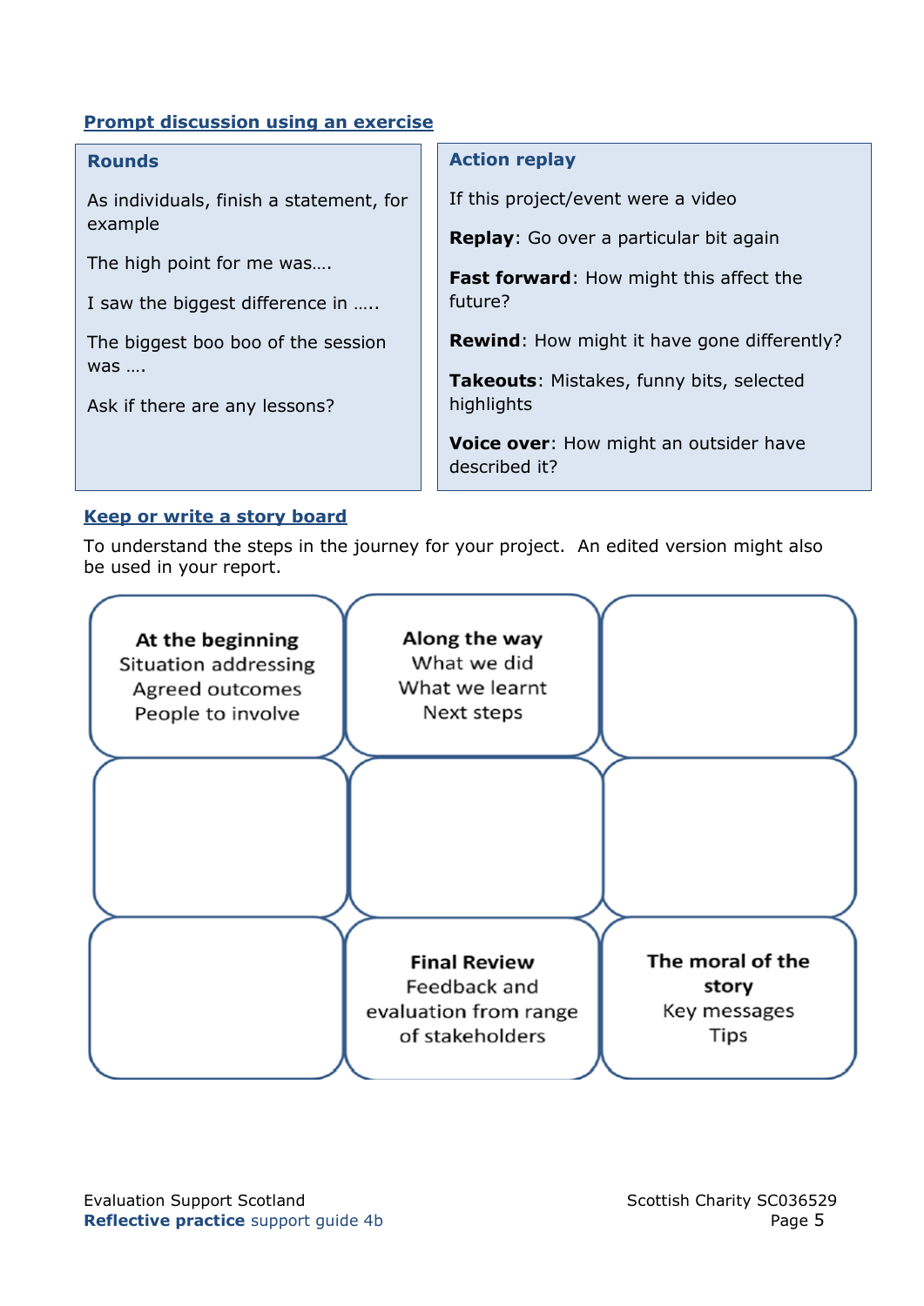## Prompt discussion using an exercise

### Rounds

As individuals, finish a statement, for example

The high point for me was….

I saw the biggest difference in …..

The biggest boo boo of the session was ….

Ask if there are any lessons?

### Action replay

If this project/event were a video

**Replay**: Go over a particular bit again

**Fast forward**: How might this affect the future?

**Rewind**: How might it have gone differently?

**Takeouts**: Mistakes, funny bits, selected highlights

**Voice over**: How might an outsider have described it?

## Keep or write a story board

To understand the steps in the journey for your project. An edited version might also be used in your report.

| | | |
|---|---|---|
| **At the beginning** Situation addressing Agreed outcomes People to involve | **Along the way** What we did What we learnt Next steps | |
| | | |
| | **Final Review** Feedback and evaluation from range of stakeholders | **The moral of the story** Key messages Tips |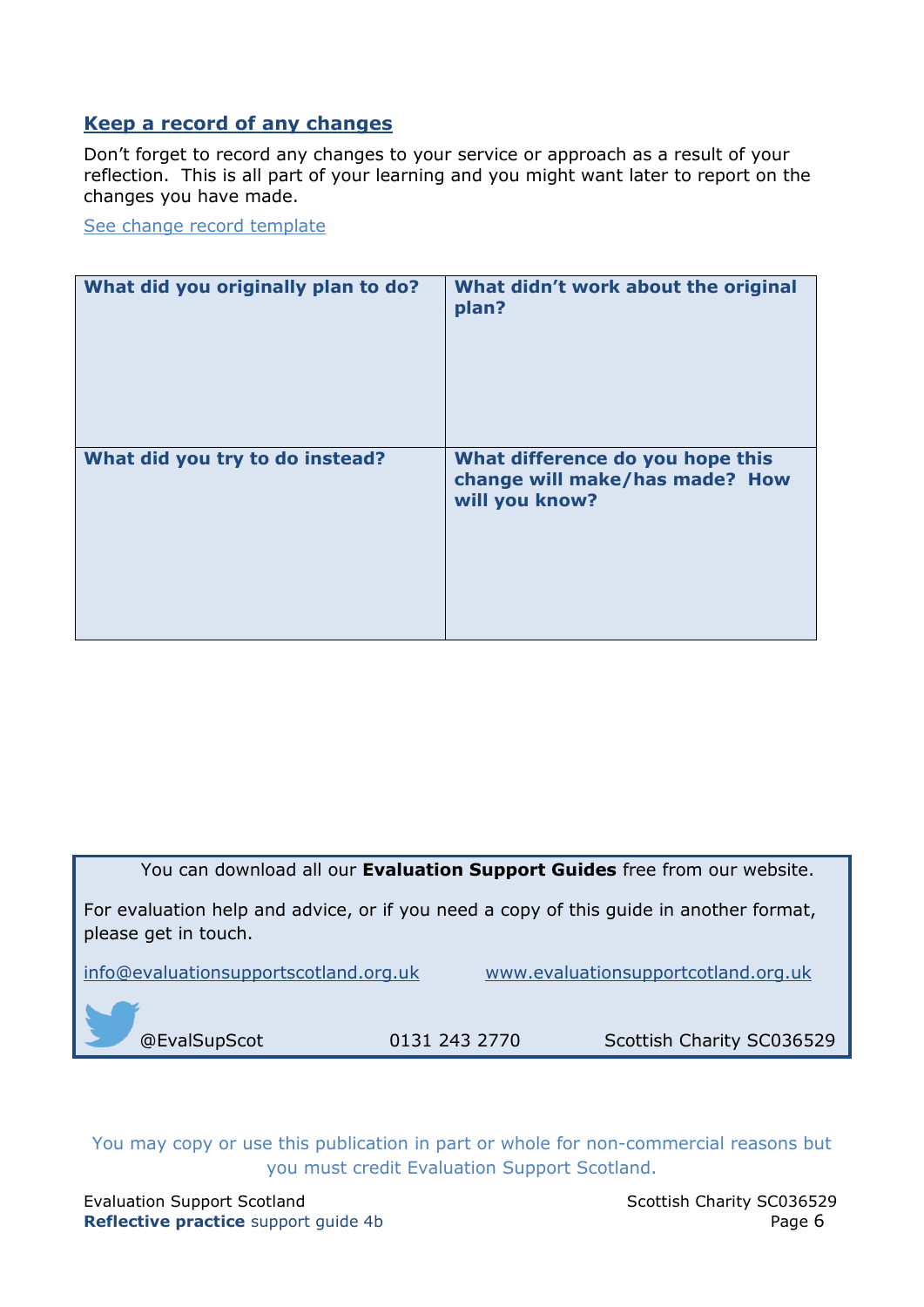## Keep a record of any changes

Don't forget to record any changes to your service or approach as a result of your reflection. This is all part of your learning and you might want later to report on the changes you have made.

See change record template

| | |
|---|---|
| **What did you originally plan to do?** | **What didn't work about the original plan?** |
| **What did you try to do instead?** | **What difference do you hope this change will make/has made? How will you know?** |

You can download all our **Evaluation Support Guides** free from our website.

For evaluation help and advice, or if you need a copy of this guide in another format, please get in touch.

info@evaluationsupportscotland.org.uk www.evaluationsupportcotland.org.uk

@EvalSupScot 0131 243 2770 Scottish Charity SC036529

You may copy or use this publication in part or whole for non-commercial reasons but you must credit Evaluation Support Scotland.